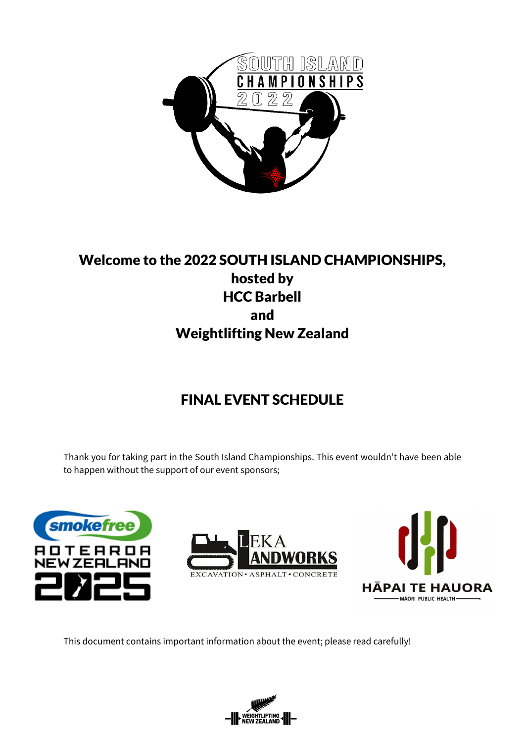# Welcome to the 2022 SOUTH ISLAND CHAMPIONSHIPS, hosted by HCC Barbell and Weightlifting New Zealand

## FINAL EVENT SCHEDULE

Thank you for taking part in the South Island Championships. This event wouldn't have been able to happen without the support of our event sponsors;

This document contains important information about the event; please read carefully!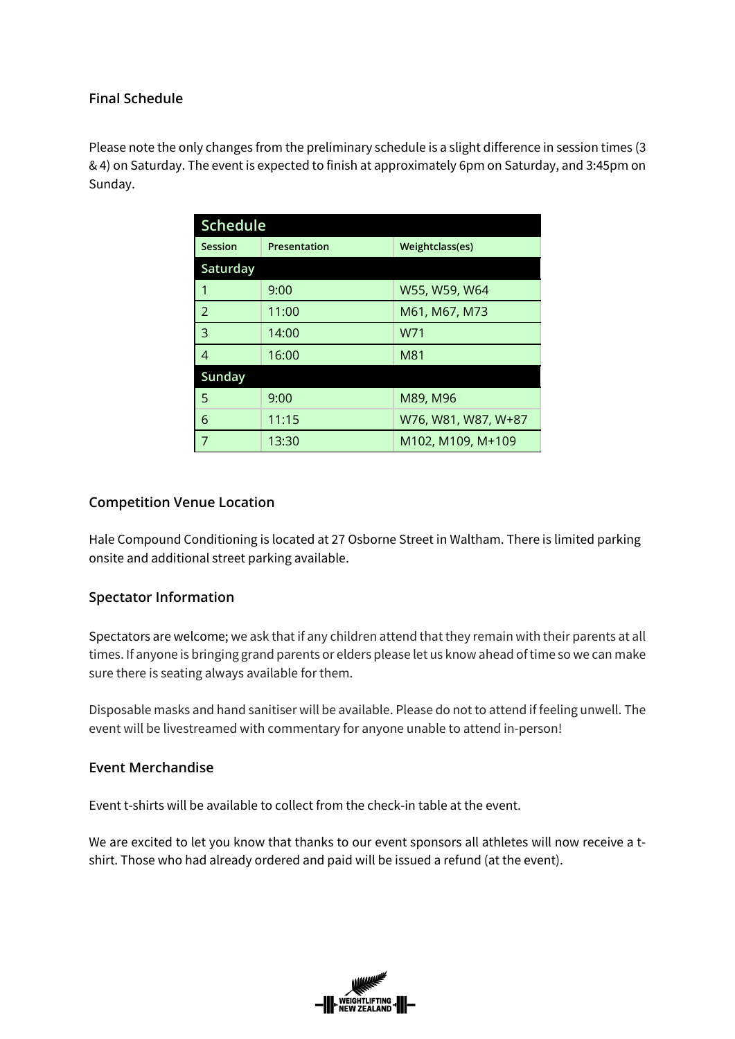## Final Schedule

Please note the only changes from the preliminary schedule is a slight difference in session times (3 & 4) on Saturday. The event is expected to finish at approximately 6pm on Saturday, and 3:45pm on Sunday.

| Schedule | | |
|---|---|---|
| **Session** | **Presentation** | **Weightclass(es)** |
| **Saturday** | | |
| 1 | 9:00 | W55, W59, W64 |
| 2 | 11:00 | M61, M67, M73 |
| 3 | 14:00 | W71 |
| 4 | 16:00 | M81 |
| **Sunday** | | |
| 5 | 9:00 | M89, M96 |
| 6 | 11:15 | W76, W81, W87, W+87 |
| 7 | 13:30 | M102, M109, M+109 |

## Competition Venue Location

Hale Compound Conditioning is located at 27 Osborne Street in Waltham. There is limited parking onsite and additional street parking available.

## Spectator Information

Spectators are welcome; we ask that if any children attend that they remain with their parents at all times. If anyone is bringing grand parents or elders please let us know ahead of time so we can make sure there is seating always available for them.

Disposable masks and hand sanitiser will be available. Please do not to attend if feeling unwell. The event will be livestreamed with commentary for anyone unable to attend in-person!

## Event Merchandise

Event t-shirts will be available to collect from the check-in table at the event.

We are excited to let you know that thanks to our event sponsors all athletes will now receive a t-shirt. Those who had already ordered and paid will be issued a refund (at the event).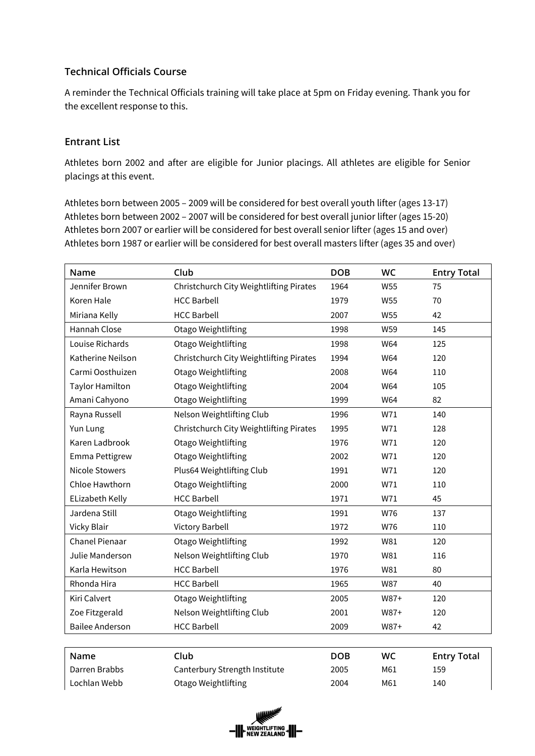### Technical Officials Course

A reminder the Technical Officials training will take place at 5pm on Friday evening. Thank you for the excellent response to this.

### Entrant List

Athletes born 2002 and after are eligible for Junior placings. All athletes are eligible for Senior placings at this event.

Athletes born between 2005 – 2009 will be considered for best overall youth lifter (ages 13-17)
Athletes born between 2002 – 2007 will be considered for best overall junior lifter (ages 15-20)
Athletes born 2007 or earlier will be considered for best overall senior lifter (ages 15 and over)
Athletes born 1987 or earlier will be considered for best overall masters lifter (ages 35 and over)

| Name | Club | DOB | WC | Entry Total |
|---|---|---|---|---|
| Jennifer Brown | Christchurch City Weightlifting Pirates | 1964 | W55 | 75 |
| Koren Hale | HCC Barbell | 1979 | W55 | 70 |
| Miriana Kelly | HCC Barbell | 2007 | W55 | 42 |
| Hannah Close | Otago Weightlifting | 1998 | W59 | 145 |
| Louise Richards | Otago Weightlifting | 1998 | W64 | 125 |
| Katherine Neilson | Christchurch City Weightlifting Pirates | 1994 | W64 | 120 |
| Carmi Oosthuizen | Otago Weightlifting | 2008 | W64 | 110 |
| Taylor Hamilton | Otago Weightlifting | 2004 | W64 | 105 |
| Amani Cahyono | Otago Weightlifting | 1999 | W64 | 82 |
| Rayna Russell | Nelson Weightlifting Club | 1996 | W71 | 140 |
| Yun Lung | Christchurch City Weightlifting Pirates | 1995 | W71 | 128 |
| Karen Ladbrook | Otago Weightlifting | 1976 | W71 | 120 |
| Emma Pettigrew | Otago Weightlifting | 2002 | W71 | 120 |
| Nicole Stowers | Plus64 Weightlifting Club | 1991 | W71 | 120 |
| Chloe Hawthorn | Otago Weightlifting | 2000 | W71 | 110 |
| ELizabeth Kelly | HCC Barbell | 1971 | W71 | 45 |
| Jardena Still | Otago Weightlifting | 1991 | W76 | 137 |
| Vicky Blair | Victory Barbell | 1972 | W76 | 110 |
| Chanel Pienaar | Otago Weightlifting | 1992 | W81 | 120 |
| Julie Manderson | Nelson Weightlifting Club | 1970 | W81 | 116 |
| Karla Hewitson | HCC Barbell | 1976 | W81 | 80 |
| Rhonda Hira | HCC Barbell | 1965 | W87 | 40 |
| Kiri Calvert | Otago Weightlifting | 2005 | W87+ | 120 |
| Zoe Fitzgerald | Nelson Weightlifting Club | 2001 | W87+ | 120 |
| Bailee Anderson | HCC Barbell | 2009 | W87+ | 42 |

| Name | Club | DOB | WC | Entry Total |
|---|---|---|---|---|
| Darren Brabbs | Canterbury Strength Institute | 2005 | M61 | 159 |
| Lochlan Webb | Otago Weightlifting | 2004 | M61 | 140 |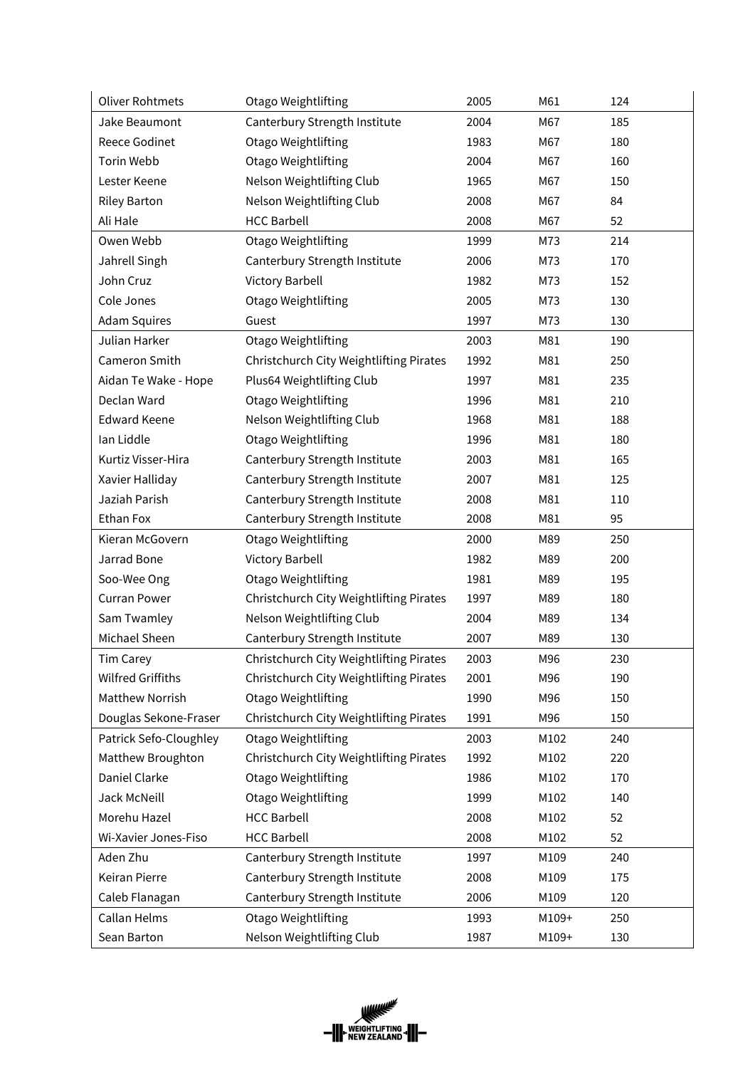| Oliver Rohtmets | Otago Weightlifting | 2005 | M61 | 124 |
|---|---|---|---|---|
| Jake Beaumont | Canterbury Strength Institute | 2004 | M67 | 185 |
| Reece Godinet | Otago Weightlifting | 1983 | M67 | 180 |
| Torin Webb | Otago Weightlifting | 2004 | M67 | 160 |
| Lester Keene | Nelson Weightlifting Club | 1965 | M67 | 150 |
| Riley Barton | Nelson Weightlifting Club | 2008 | M67 | 84 |
| Ali Hale | HCC Barbell | 2008 | M67 | 52 |
| Owen Webb | Otago Weightlifting | 1999 | M73 | 214 |
| Jahrell Singh | Canterbury Strength Institute | 2006 | M73 | 170 |
| John Cruz | Victory Barbell | 1982 | M73 | 152 |
| Cole Jones | Otago Weightlifting | 2005 | M73 | 130 |
| Adam Squires | Guest | 1997 | M73 | 130 |
| Julian Harker | Otago Weightlifting | 2003 | M81 | 190 |
| Cameron Smith | Christchurch City Weightlifting Pirates | 1992 | M81 | 250 |
| Aidan Te Wake - Hope | Plus64 Weightlifting Club | 1997 | M81 | 235 |
| Declan Ward | Otago Weightlifting | 1996 | M81 | 210 |
| Edward Keene | Nelson Weightlifting Club | 1968 | M81 | 188 |
| Ian Liddle | Otago Weightlifting | 1996 | M81 | 180 |
| Kurtiz Visser-Hira | Canterbury Strength Institute | 2003 | M81 | 165 |
| Xavier Halliday | Canterbury Strength Institute | 2007 | M81 | 125 |
| Jaziah Parish | Canterbury Strength Institute | 2008 | M81 | 110 |
| Ethan Fox | Canterbury Strength Institute | 2008 | M81 | 95 |
| Kieran McGovern | Otago Weightlifting | 2000 | M89 | 250 |
| Jarrad Bone | Victory Barbell | 1982 | M89 | 200 |
| Soo-Wee Ong | Otago Weightlifting | 1981 | M89 | 195 |
| Curran Power | Christchurch City Weightlifting Pirates | 1997 | M89 | 180 |
| Sam Twamley | Nelson Weightlifting Club | 2004 | M89 | 134 |
| Michael Sheen | Canterbury Strength Institute | 2007 | M89 | 130 |
| Tim Carey | Christchurch City Weightlifting Pirates | 2003 | M96 | 230 |
| Wilfred Griffiths | Christchurch City Weightlifting Pirates | 2001 | M96 | 190 |
| Matthew Norrish | Otago Weightlifting | 1990 | M96 | 150 |
| Douglas Sekone-Fraser | Christchurch City Weightlifting Pirates | 1991 | M96 | 150 |
| Patrick Sefo-Cloughley | Otago Weightlifting | 2003 | M102 | 240 |
| Matthew Broughton | Christchurch City Weightlifting Pirates | 1992 | M102 | 220 |
| Daniel Clarke | Otago Weightlifting | 1986 | M102 | 170 |
| Jack McNeill | Otago Weightlifting | 1999 | M102 | 140 |
| Morehu Hazel | HCC Barbell | 2008 | M102 | 52 |
| Wi-Xavier Jones-Fiso | HCC Barbell | 2008 | M102 | 52 |
| Aden Zhu | Canterbury Strength Institute | 1997 | M109 | 240 |
| Keiran Pierre | Canterbury Strength Institute | 2008 | M109 | 175 |
| Caleb Flanagan | Canterbury Strength Institute | 2006 | M109 | 120 |
| Callan Helms | Otago Weightlifting | 1993 | M109+ | 250 |
| Sean Barton | Nelson Weightlifting Club | 1987 | M109+ | 130 |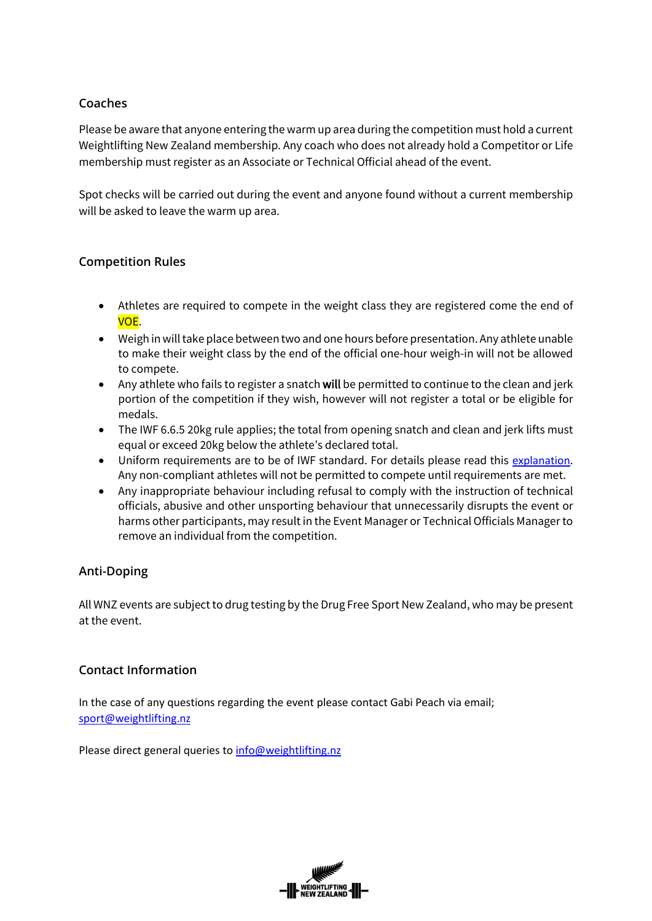## Coaches

Please be aware that anyone entering the warm up area during the competition must hold a current Weightlifting New Zealand membership. Any coach who does not already hold a Competitor or Life membership must register as an Associate or Technical Official ahead of the event.

Spot checks will be carried out during the event and anyone found without a current membership will be asked to leave the warm up area.

## Competition Rules

- Athletes are required to compete in the weight class they are registered come the end of VOE.
- Weigh in will take place between two and one hours before presentation. Any athlete unable to make their weight class by the end of the official one-hour weigh-in will not be allowed to compete.
- Any athlete who fails to register a snatch **will** be permitted to continue to the clean and jerk portion of the competition if they wish, however will not register a total or be eligible for medals.
- The IWF 6.6.5 20kg rule applies; the total from opening snatch and clean and jerk lifts must equal or exceed 20kg below the athlete's declared total.
- Uniform requirements are to be of IWF standard. For details please read this explanation. Any non-compliant athletes will not be permitted to compete until requirements are met.
- Any inappropriate behaviour including refusal to comply with the instruction of technical officials, abusive and other unsporting behaviour that unnecessarily disrupts the event or harms other participants, may result in the Event Manager or Technical Officials Manager to remove an individual from the competition.

## Anti-Doping

All WNZ events are subject to drug testing by the Drug Free Sport New Zealand, who may be present at the event.

## Contact Information

In the case of any questions regarding the event please contact Gabi Peach via email; sport@weightlifting.nz

Please direct general queries to info@weightlifting.nz